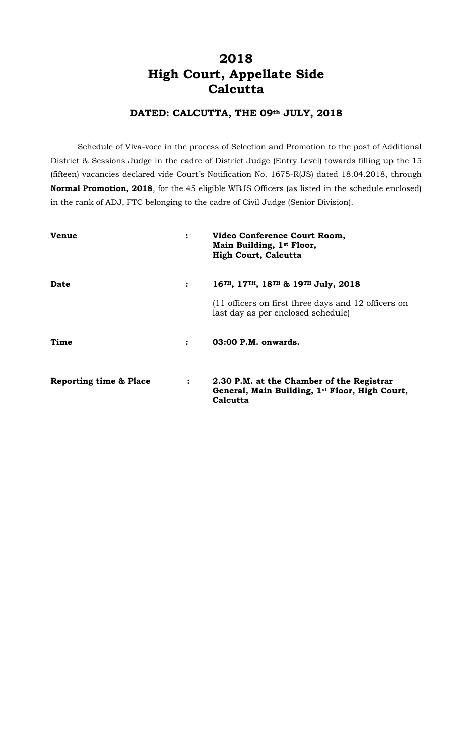# 2018
# High Court, Appellate Side
# Calcutta

## DATED: CALCUTTA, THE 09th JULY, 2018

Schedule of Viva-voce in the process of Selection and Promotion to the post of Additional District & Sessions Judge in the cadre of District Judge (Entry Level) towards filling up the 15 (fifteen) vacancies declared vide Court's Notification No. 1675-R(JS) dated 18.04.2018, through **Normal Promotion, 2018**, for the 45 eligible WBJS Officers (as listed in the schedule enclosed) in the rank of ADJ, FTC belonging to the cadre of Civil Judge (Senior Division).

| | | |
|---|---|---|
| **Venue** | : | **Video Conference Court Room, Main Building, 1st Floor, High Court, Calcutta** |
| **Date** | : | **16TH, 17TH, 18TH & 19TH July, 2018**<br>(11 officers on first three days and 12 officers on last day as per enclosed schedule) |
| **Time** | : | **03:00 P.M. onwards.** |
| **Reporting time & Place** | : | **2.30 P.M. at the Chamber of the Registrar General, Main Building, 1st Floor, High Court, Calcutta** |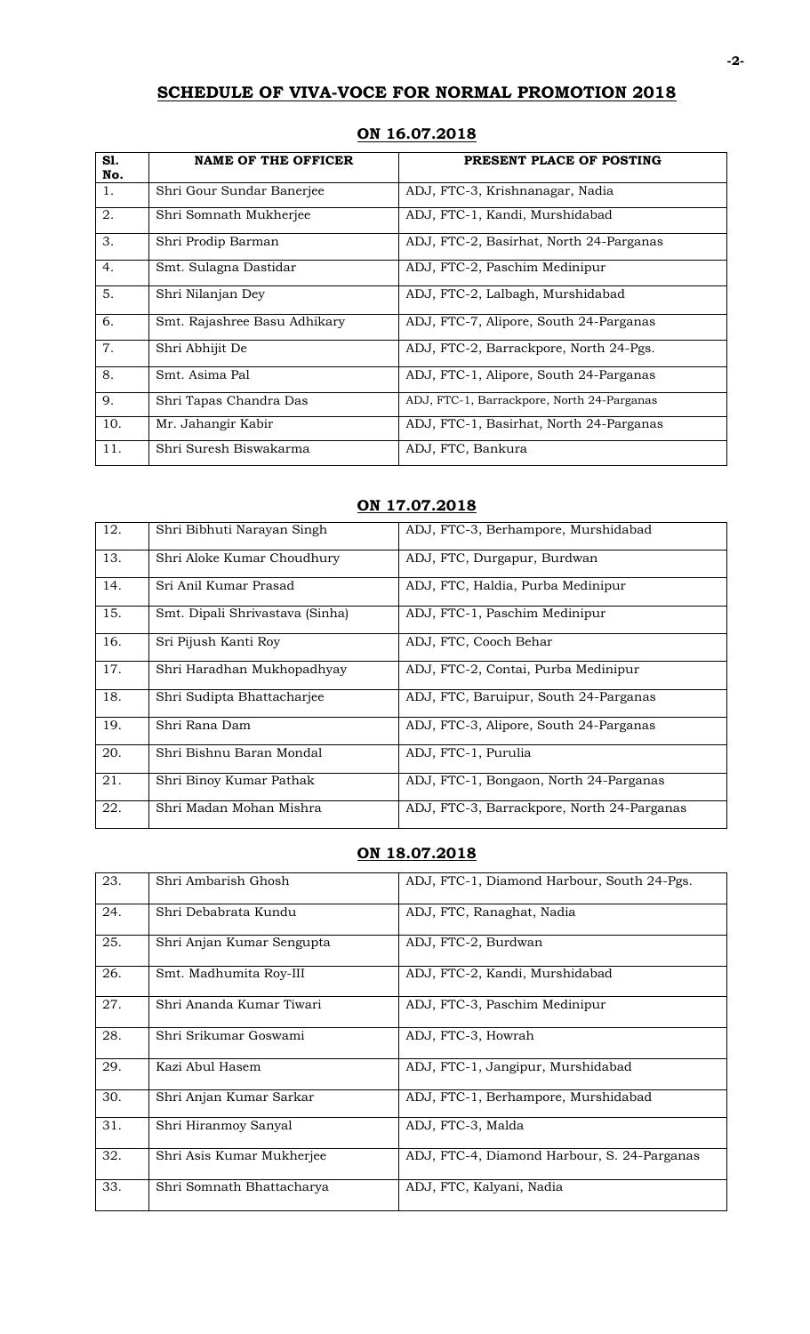# SCHEDULE OF VIVA-VOCE FOR NORMAL PROMOTION 2018

## ON 16.07.2018

| Sl. No. | NAME OF THE OFFICER | PRESENT PLACE OF POSTING |
|---|---|---|
| 1. | Shri Gour Sundar Banerjee | ADJ, FTC-3, Krishnanagar, Nadia |
| 2. | Shri Somnath Mukherjee | ADJ, FTC-1, Kandi, Murshidabad |
| 3. | Shri Prodip Barman | ADJ, FTC-2, Basirhat, North 24-Parganas |
| 4. | Smt. Sulagna Dastidar | ADJ, FTC-2, Paschim Medinipur |
| 5. | Shri Nilanjan Dey | ADJ, FTC-2, Lalbagh, Murshidabad |
| 6. | Smt. Rajashree Basu Adhikary | ADJ, FTC-7, Alipore, South 24-Parganas |
| 7. | Shri Abhijit De | ADJ, FTC-2, Barrackpore, North 24-Pgs. |
| 8. | Smt. Asima Pal | ADJ, FTC-1, Alipore, South 24-Parganas |
| 9. | Shri Tapas Chandra Das | ADJ, FTC-1, Barrackpore, North 24-Parganas |
| 10. | Mr. Jahangir Kabir | ADJ, FTC-1, Basirhat, North 24-Parganas |
| 11. | Shri Suresh Biswakarma | ADJ, FTC, Bankura |

## ON 17.07.2018

| Sl. No. | NAME OF THE OFFICER | PRESENT PLACE OF POSTING |
|---|---|---|
| 12. | Shri Bibhuti Narayan Singh | ADJ, FTC-3, Berhampore, Murshidabad |
| 13. | Shri Aloke Kumar Choudhury | ADJ, FTC, Durgapur, Burdwan |
| 14. | Sri Anil Kumar Prasad | ADJ, FTC, Haldia, Purba Medinipur |
| 15. | Smt. Dipali Shrivastava (Sinha) | ADJ, FTC-1, Paschim Medinipur |
| 16. | Sri Pijush Kanti Roy | ADJ, FTC, Cooch Behar |
| 17. | Shri Haradhan Mukhopadhyay | ADJ, FTC-2, Contai, Purba Medinipur |
| 18. | Shri Sudipta Bhattacharjee | ADJ, FTC, Baruipur, South 24-Parganas |
| 19. | Shri Rana Dam | ADJ, FTC-3, Alipore, South 24-Parganas |
| 20. | Shri Bishnu Baran Mondal | ADJ, FTC-1, Purulia |
| 21. | Shri Binoy Kumar Pathak | ADJ, FTC-1, Bongaon, North 24-Parganas |
| 22. | Shri Madan Mohan Mishra | ADJ, FTC-3, Barrackpore, North 24-Parganas |

## ON 18.07.2018

| Sl. No. | NAME OF THE OFFICER | PRESENT PLACE OF POSTING |
|---|---|---|
| 23. | Shri Ambarish Ghosh | ADJ, FTC-1, Diamond Harbour, South 24-Pgs. |
| 24. | Shri Debabrata Kundu | ADJ, FTC, Ranaghat, Nadia |
| 25. | Shri Anjan Kumar Sengupta | ADJ, FTC-2, Burdwan |
| 26. | Smt. Madhumita Roy-III | ADJ, FTC-2, Kandi, Murshidabad |
| 27. | Shri Ananda Kumar Tiwari | ADJ, FTC-3, Paschim Medinipur |
| 28. | Shri Srikumar Goswami | ADJ, FTC-3, Howrah |
| 29. | Kazi Abul Hasem | ADJ, FTC-1, Jangipur, Murshidabad |
| 30. | Shri Anjan Kumar Sarkar | ADJ, FTC-1, Berhampore, Murshidabad |
| 31. | Shri Hiranmoy Sanyal | ADJ, FTC-3, Malda |
| 32. | Shri Asis Kumar Mukherjee | ADJ, FTC-4, Diamond Harbour, S. 24-Parganas |
| 33. | Shri Somnath Bhattacharya | ADJ, FTC, Kalyani, Nadia |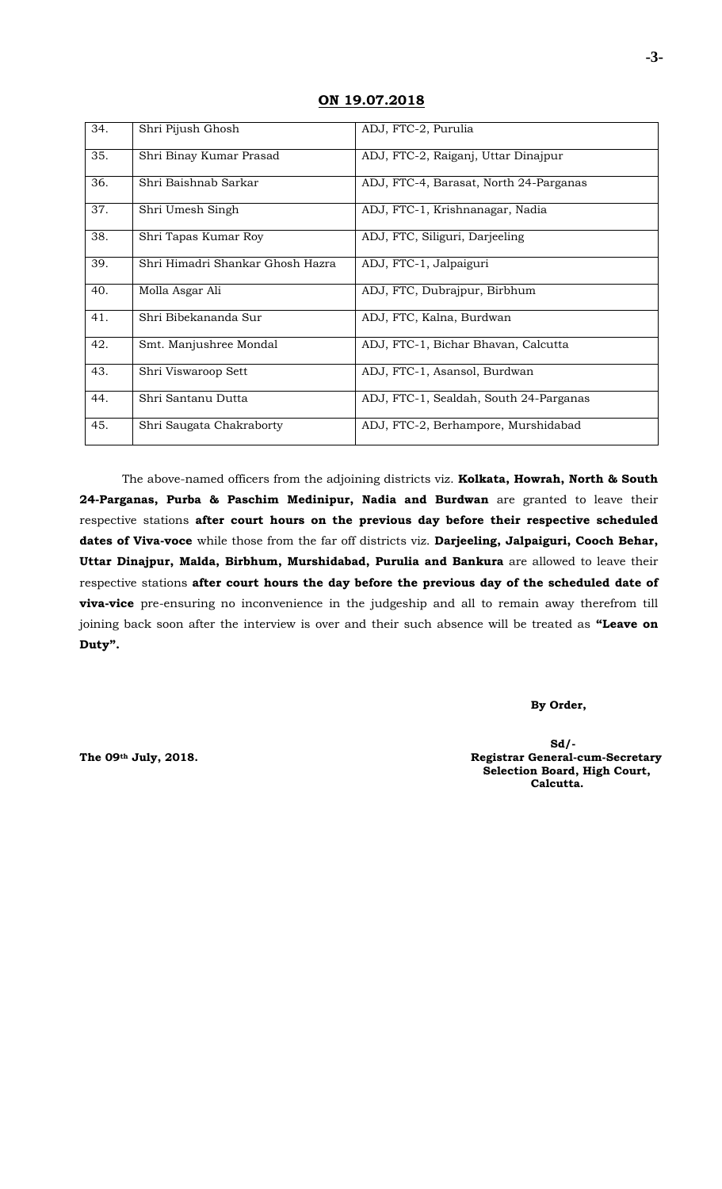**ON 19.07.2018**

| 34. | Shri Pijush Ghosh | ADJ, FTC-2, Purulia |
|---|---|---|
| 35. | Shri Binay Kumar Prasad | ADJ, FTC-2, Raiganj, Uttar Dinajpur |
| 36. | Shri Baishnab Sarkar | ADJ, FTC-4, Barasat, North 24-Parganas |
| 37. | Shri Umesh Singh | ADJ, FTC-1, Krishnanagar, Nadia |
| 38. | Shri Tapas Kumar Roy | ADJ, FTC, Siliguri, Darjeeling |
| 39. | Shri Himadri Shankar Ghosh Hazra | ADJ, FTC-1, Jalpaiguri |
| 40. | Molla Asgar Ali | ADJ, FTC, Dubrajpur, Birbhum |
| 41. | Shri Bibekananda Sur | ADJ, FTC, Kalna, Burdwan |
| 42. | Smt. Manjushree Mondal | ADJ, FTC-1, Bichar Bhavan, Calcutta |
| 43. | Shri Viswaroop Sett | ADJ, FTC-1, Asansol, Burdwan |
| 44. | Shri Santanu Dutta | ADJ, FTC-1, Sealdah, South 24-Parganas |
| 45. | Shri Saugata Chakraborty | ADJ, FTC-2, Berhampore, Murshidabad |

The above-named officers from the adjoining districts viz. **Kolkata, Howrah, North & South 24-Parganas, Purba & Paschim Medinipur, Nadia and Burdwan** are granted to leave their respective stations **after court hours on the previous day before their respective scheduled dates of Viva-voce** while those from the far off districts viz. **Darjeeling, Jalpaiguri, Cooch Behar, Uttar Dinajpur, Malda, Birbhum, Murshidabad, Purulia and Bankura** are allowed to leave their respective stations **after court hours the day before the previous day of the scheduled date of viva-vice** pre-ensuring no inconvenience in the judgeship and all to remain away therefrom till joining back soon after the interview is over and their such absence will be treated as **"Leave on Duty".**

**By Order,**

**The 09th July, 2018.**

**Sd/-**
**Registrar General-cum-Secretary**
**Selection Board, High Court,**
**Calcutta.**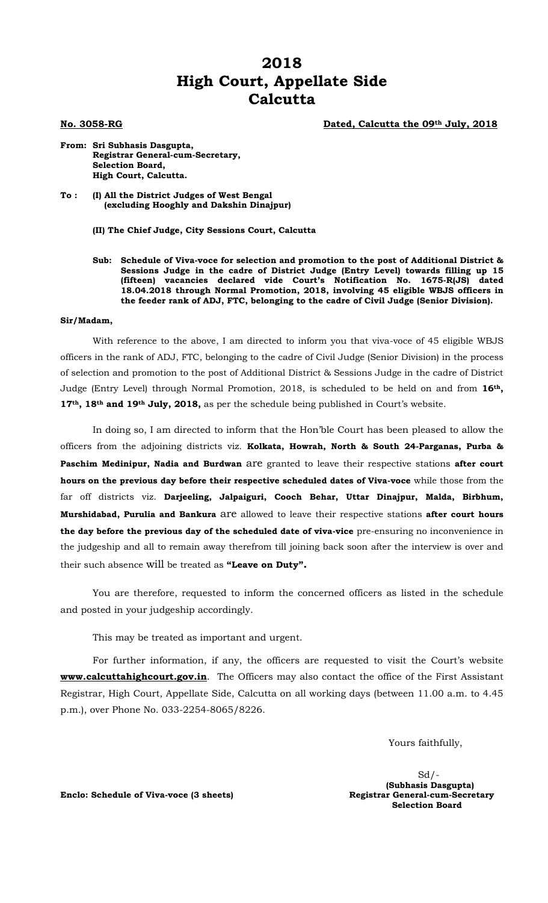# 2018
# High Court, Appellate Side
# Calcutta

**No. 3058-RG** **Dated, Calcutta the 09th July, 2018**

**From: Sri Subhasis Dasgupta,**
**Registrar General-cum-Secretary,**
**Selection Board,**
**High Court, Calcutta.**

**To : (I) All the District Judges of West Bengal**
**(excluding Hooghly and Dakshin Dinajpur)**

**(II) The Chief Judge, City Sessions Court, Calcutta**

**Sub: Schedule of Viva-voce for selection and promotion to the post of Additional District & Sessions Judge in the cadre of District Judge (Entry Level) towards filling up 15 (fifteen) vacancies declared vide Court's Notification No. 1675-R(JS) dated 18.04.2018 through Normal Promotion, 2018, involving 45 eligible WBJS officers in the feeder rank of ADJ, FTC, belonging to the cadre of Civil Judge (Senior Division).**

**Sir/Madam,**

With reference to the above, I am directed to inform you that viva-voce of 45 eligible WBJS officers in the rank of ADJ, FTC, belonging to the cadre of Civil Judge (Senior Division) in the process of selection and promotion to the post of Additional District & Sessions Judge in the cadre of District Judge (Entry Level) through Normal Promotion, 2018, is scheduled to be held on and from **16th, 17th, 18th and 19th July, 2018,** as per the schedule being published in Court's website.

In doing so, I am directed to inform that the Hon'ble Court has been pleased to allow the officers from the adjoining districts viz. **Kolkata, Howrah, North & South 24-Parganas, Purba & Paschim Medinipur, Nadia and Burdwan** are granted to leave their respective stations **after court hours on the previous day before their respective scheduled dates of Viva-voce** while those from the far off districts viz. **Darjeeling, Jalpaiguri, Cooch Behar, Uttar Dinajpur, Malda, Birbhum, Murshidabad, Purulia and Bankura** are allowed to leave their respective stations **after court hours the day before the previous day of the scheduled date of viva-vice** pre-ensuring no inconvenience in the judgeship and all to remain away therefrom till joining back soon after the interview is over and their such absence will be treated as **"Leave on Duty".**

You are therefore, requested to inform the concerned officers as listed in the schedule and posted in your judgeship accordingly.

This may be treated as important and urgent.

For further information, if any, the officers are requested to visit the Court's website **www.calcuttahighcourt.gov.in**. The Officers may also contact the office of the First Assistant Registrar, High Court, Appellate Side, Calcutta on all working days (between 11.00 a.m. to 4.45 p.m.), over Phone No. 033-2254-8065/8226.

Yours faithfully,

Sd/-
**(Subhasis Dasgupta)**
**Registrar General-cum-Secretary**
**Selection Board**

**Enclo: Schedule of Viva-voce (3 sheets)**